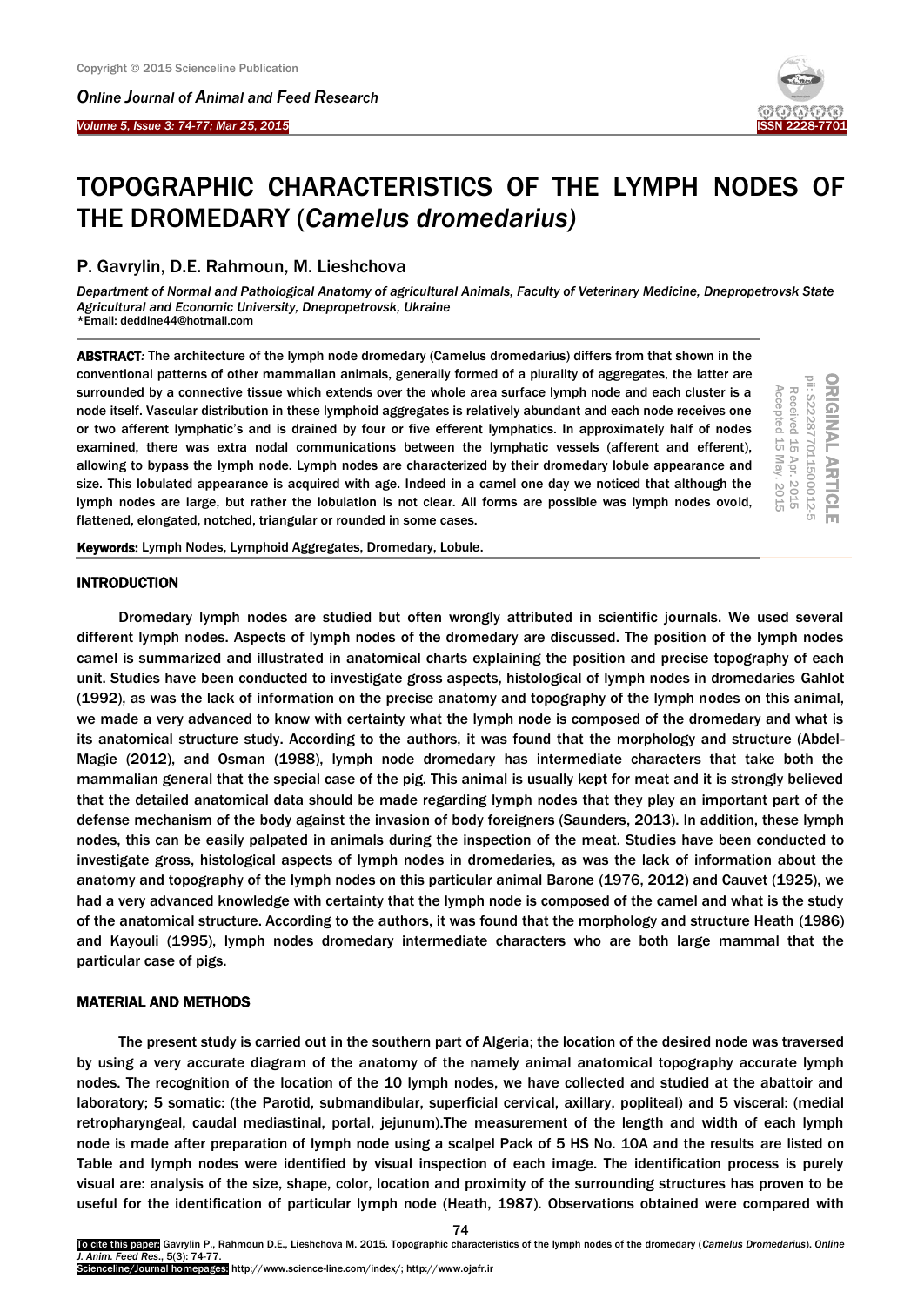# TOPOGRAPHIC CHARACTERISTICS OF THE LYMPH NODES OF THE DROMEDARY (*Camelus dromedarius)*

P. Gavrylin, D.E. Rahmoun, M. Lieshchova

*Department of Normal and Pathological Anatomy of agricultural Animals, Faculty of Veterinary Medicine, Dnepropetrovsk State Agricultural and Economic University, Dnepropetrovsk, Ukraine*
*Email: deddine44@hotmail.com

ORIGINAL ARTICLE
pii: S222877011500012-5
Received 15 Apr. 2015
Accepted 15 May. 2015

**ABSTRACT**: The architecture of the lymph node dromedary (Camelus dromedarius) differs from that shown in the conventional patterns of other mammalian animals, generally formed of a plurality of aggregates, the latter are surrounded by a connective tissue which extends over the whole area surface lymph node and each cluster is a node itself. Vascular distribution in these lymphoid aggregates is relatively abundant and each node receives one or two afferent lymphatic's and is drained by four or five efferent lymphatics. In approximately half of nodes examined, there was extra nodal communications between the lymphatic vessels (afferent and efferent), allowing to bypass the lymph node. Lymph nodes are characterized by their dromedary lobule appearance and size. This lobulated appearance is acquired with age. Indeed in a camel one day we noticed that although the lymph nodes are large, but rather the lobulation is not clear. All forms are possible was lymph nodes ovoid, flattened, elongated, notched, triangular or rounded in some cases.

**Keywords:** Lymph Nodes, Lymphoid Aggregates, Dromedary, Lobule.

## INTRODUCTION

Dromedary lymph nodes are studied but often wrongly attributed in scientific journals. We used several different lymph nodes. Aspects of lymph nodes of the dromedary are discussed. The position of the lymph nodes camel is summarized and illustrated in anatomical charts explaining the position and precise topography of each unit. Studies have been conducted to investigate gross aspects, histological of lymph nodes in dromedaries Gahlot (1992), as was the lack of information on the precise anatomy and topography of the lymph nodes on this animal, we made a very advanced to know with certainty what the lymph node is composed of the dromedary and what is its anatomical structure study. According to the authors, it was found that the morphology and structure (Abdel-Magie (2012), and Osman (1988), lymph node dromedary has intermediate characters that take both the mammalian general that the special case of the pig. This animal is usually kept for meat and it is strongly believed that the detailed anatomical data should be made regarding lymph nodes that they play an important part of the defense mechanism of the body against the invasion of body foreigners (Saunders, 2013). In addition, these lymph nodes, this can be easily palpated in animals during the inspection of the meat. Studies have been conducted to investigate gross, histological aspects of lymph nodes in dromedaries, as was the lack of information about the anatomy and topography of the lymph nodes on this particular animal Barone (1976, 2012) and Cauvet (1925), we had a very advanced knowledge with certainty that the lymph node is composed of the camel and what is the study of the anatomical structure. According to the authors, it was found that the morphology and structure Heath (1986) and Kayouli (1995), lymph nodes dromedary intermediate characters who are both large mammal that the particular case of pigs.

## MATERIAL AND METHODS

The present study is carried out in the southern part of Algeria; the location of the desired node was traversed by using a very accurate diagram of the anatomy of the namely animal anatomical topography accurate lymph nodes. The recognition of the location of the 10 lymph nodes, we have collected and studied at the abattoir and laboratory; 5 somatic: (the Parotid, submandibular, superficial cervical, axillary, popliteal) and 5 visceral: (medial retropharyngeal, caudal mediastinal, portal, jejunum).The measurement of the length and width of each lymph node is made after preparation of lymph node using a scalpel Pack of 5 HS No. 10A and the results are listed on Table and lymph nodes were identified by visual inspection of each image. The identification process is purely visual are: analysis of the size, shape, color, location and proximity of the surrounding structures has proven to be useful for the identification of particular lymph node (Heath, 1987). Observations obtained were compared with

To cite this paper: Gavrylin P., Rahmoun D.E., Lieshchova M. 2015. Topographic characteristics of the lymph nodes of the dromedary (*Camelus Dromedarius*). *Online J. Anim. Feed Res*., 5(3): 74-77.
Scienceline/Journal homepages: http://www.science-line.com/index/; http://www.ojafr.ir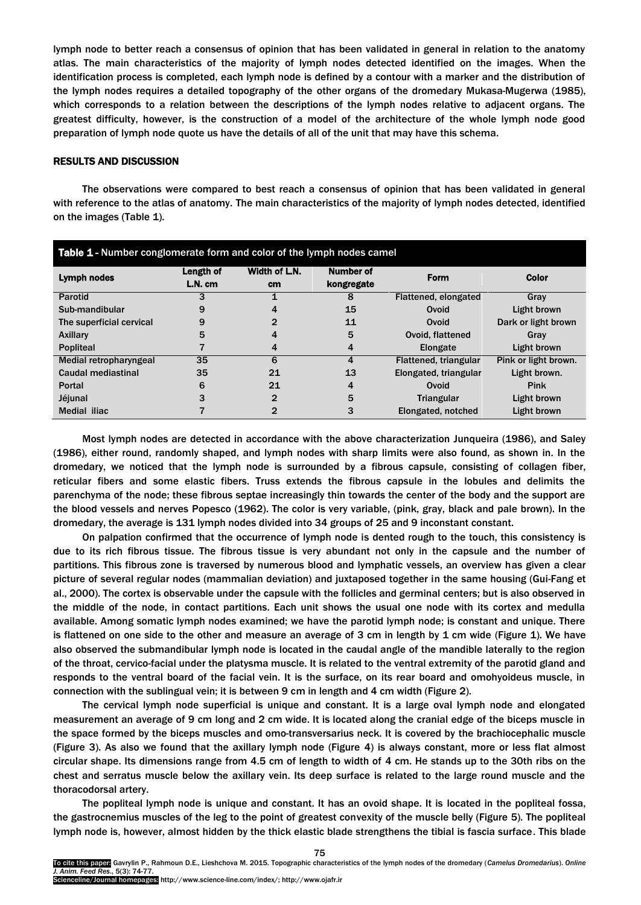lymph node to better reach a consensus of opinion that has been validated in general in relation to the anatomy atlas. The main characteristics of the majority of lymph nodes detected identified on the images. When the identification process is completed, each lymph node is defined by a contour with a marker and the distribution of the lymph nodes requires a detailed topography of the other organs of the dromedary Mukasa-Mugerwa (1985), which corresponds to a relation between the descriptions of the lymph nodes relative to adjacent organs. The greatest difficulty, however, is the construction of a model of the architecture of the whole lymph node good preparation of lymph node quote us have the details of all of the unit that may have this schema.

## RESULTS AND DISCUSSION

The observations were compared to best reach a consensus of opinion that has been validated in general with reference to the atlas of anatomy. The main characteristics of the majority of lymph nodes detected, identified on the images (Table 1).

**Table 1** - Number conglomerate form and color of the lymph nodes camel

| Lymph nodes | Length of L.N. cm | Width of L.N. cm | Number of kongregate | Form | Color |
|---|---|---|---|---|---|
| Parotid | 3 | 1 | 8 | Flattened, elongated | Gray |
| Sub-mandibular | 9 | 4 | 15 | Ovoid | Light brown |
| The superficial cervical | 9 | 2 | 11 | Ovoid | Dark or light brown |
| Axillary | 5 | 4 | 5 | Ovoid, flattened | Gray |
| Popliteal | 7 | 4 | 4 | Elongate | Light brown |
| Medial retropharyngeal | 35 | 6 | 4 | Flattened, triangular | Pink or light brown. |
| Caudal mediastinal | 35 | 21 | 13 | Elongated, triangular | Light brown. |
| Portal | 6 | 21 | 4 | Ovoid | Pink |
| Jéjunal | 3 | 2 | 5 | Triangular | Light brown |
| Medial iliac | 7 | 2 | 3 | Elongated, notched | Light brown |

Most lymph nodes are detected in accordance with the above characterization Junqueira (1986), and Saley (1986), either round, randomly shaped, and lymph nodes with sharp limits were also found, as shown in. In the dromedary, we noticed that the lymph node is surrounded by a fibrous capsule, consisting of collagen fiber, reticular fibers and some elastic fibers. Truss extends the fibrous capsule in the lobules and delimits the parenchyma of the node; these fibrous septae increasingly thin towards the center of the body and the support are the blood vessels and nerves Popesco (1962). The color is very variable, (pink, gray, black and pale brown). In the dromedary, the average is 131 lymph nodes divided into 34 groups of 25 and 9 inconstant constant.

On palpation confirmed that the occurrence of lymph node is dented rough to the touch, this consistency is due to its rich fibrous tissue. The fibrous tissue is very abundant not only in the capsule and the number of partitions. This fibrous zone is traversed by numerous blood and lymphatic vessels, an overview has given a clear picture of several regular nodes (mammalian deviation) and juxtaposed together in the same housing (Gui-Fang et al., 2000). The cortex is observable under the capsule with the follicles and germinal centers; but is also observed in the middle of the node, in contact partitions. Each unit shows the usual one node with its cortex and medulla available. Among somatic lymph nodes examined; we have the parotid lymph node; is constant and unique. There is flattened on one side to the other and measure an average of 3 cm in length by 1 cm wide (Figure 1). We have also observed the submandibular lymph node is located in the caudal angle of the mandible laterally to the region of the throat, cervico-facial under the platysma muscle. It is related to the ventral extremity of the parotid gland and responds to the ventral board of the facial vein. It is the surface, on its rear board and omohyoideus muscle, in connection with the sublingual vein; it is between 9 cm in length and 4 cm width (Figure 2).

The cervical lymph node superficial is unique and constant. It is a large oval lymph node and elongated measurement an average of 9 cm long and 2 cm wide. It is located along the cranial edge of the biceps muscle in the space formed by the biceps muscles and omo-transversarius neck. It is covered by the brachiocephalic muscle (Figure 3). As also we found that the axillary lymph node (Figure 4) is always constant, more or less flat almost circular shape. Its dimensions range from 4.5 cm of length to width of 4 cm. He stands up to the 30th ribs on the chest and serratus muscle below the axillary vein. Its deep surface is related to the large round muscle and the thoracodorsal artery.

The popliteal lymph node is unique and constant. It has an ovoid shape. It is located in the popliteal fossa, the gastrocnemius muscles of the leg to the point of greatest convexity of the muscle belly (Figure 5). The popliteal lymph node is, however, almost hidden by the thick elastic blade strengthens the tibial is fascia surface. This blade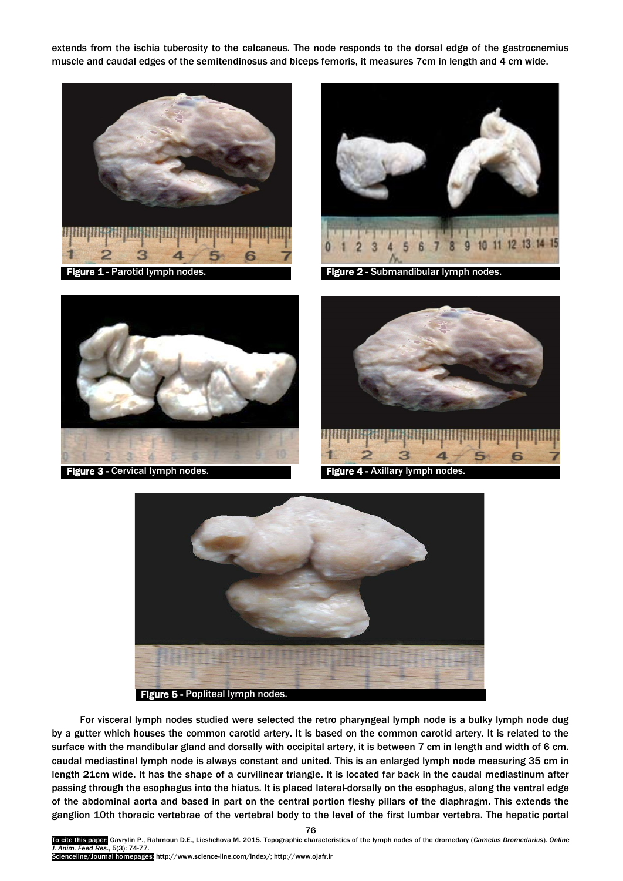extends from the ischia tuberosity to the calcaneus. The node responds to the dorsal edge of the gastrocnemius muscle and caudal edges of the semitendinosus and biceps femoris, it measures 7cm in length and 4 cm wide.

**Figure 1** - Parotid lymph nodes.

**Figure 2** - Submandibular lymph nodes.

**Figure 3** - Cervical lymph nodes.

**Figure 4** - Axillary lymph nodes.

**Figure 5** - Popliteal lymph nodes.

For visceral lymph nodes studied were selected the retro pharyngeal lymph node is a bulky lymph node dug by a gutter which houses the common carotid artery. It is based on the common carotid artery. It is related to the surface with the mandibular gland and dorsally with occipital artery, it is between 7 cm in length and width of 6 cm. caudal mediastinal lymph node is always constant and united. This is an enlarged lymph node measuring 35 cm in length 21cm wide. It has the shape of a curvilinear triangle. It is located far back in the caudal mediastinum after passing through the esophagus into the hiatus. It is placed lateral-dorsally on the esophagus, along the ventral edge of the abdominal aorta and based in part on the central portion fleshy pillars of the diaphragm. This extends the ganglion 10th thoracic vertebrae of the vertebral body to the level of the first lumbar vertebra. The hepatic portal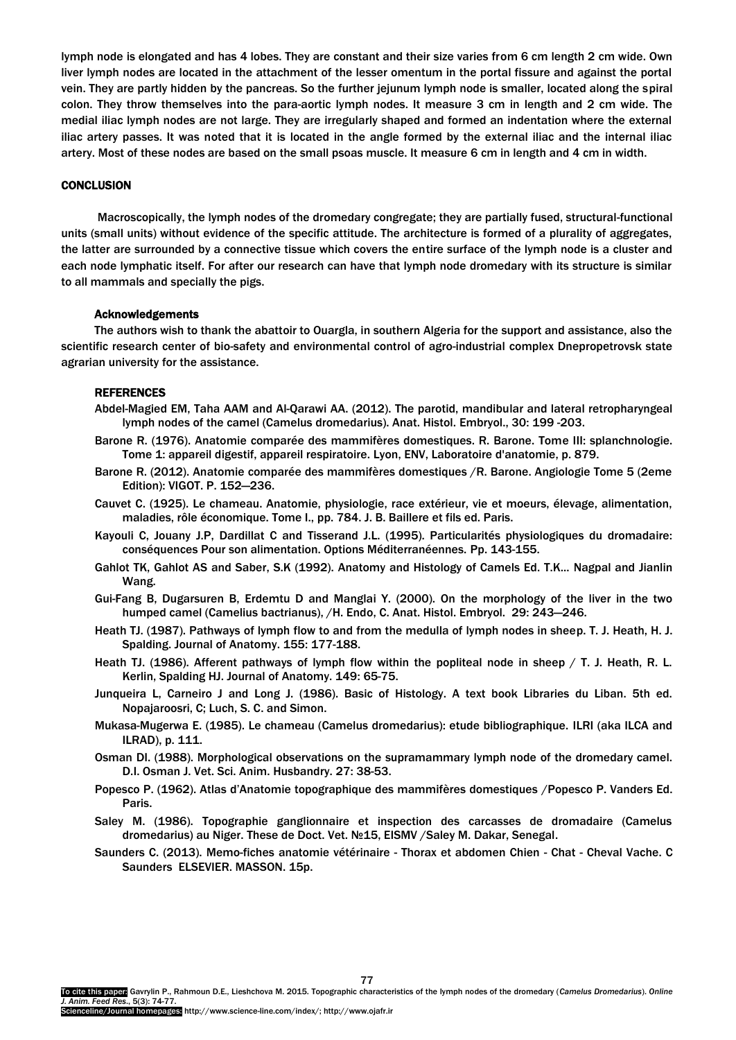lymph node is elongated and has 4 lobes. They are constant and their size varies from 6 cm length 2 cm wide. Own liver lymph nodes are located in the attachment of the lesser omentum in the portal fissure and against the portal vein. They are partly hidden by the pancreas. So the further jejunum lymph node is smaller, located along the spiral colon. They throw themselves into the para-aortic lymph nodes. It measure 3 cm in length and 2 cm wide. The medial iliac lymph nodes are not large. They are irregularly shaped and formed an indentation where the external iliac artery passes. It was noted that it is located in the angle formed by the external iliac and the internal iliac artery. Most of these nodes are based on the small psoas muscle. It measure 6 cm in length and 4 cm in width.

## CONCLUSION

Macroscopically, the lymph nodes of the dromedary congregate; they are partially fused, structural-functional units (small units) without evidence of the specific attitude. The architecture is formed of a plurality of aggregates, the latter are surrounded by a connective tissue which covers the entire surface of the lymph node is a cluster and each node lymphatic itself. For after our research can have that lymph node dromedary with its structure is similar to all mammals and specially the pigs.

### Acknowledgements

The authors wish to thank the abattoir to Ouargla, in southern Algeria for the support and assistance, also the scientific research center of bio-safety and environmental control of agro-industrial complex Dnepropetrovsk state agrarian university for the assistance.

### REFERENCES

Abdel-Magied EM, Taha AAM and Al-Qarawi AA. (2012). The parotid, mandibular and lateral retropharyngeal lymph nodes of the camel (Camelus dromedarius). Anat. Histol. Embryol., 30: 199 -203.

Barone R. (1976). Anatomie comparée des mammifères domestiques. R. Barone. Tome III: splanchnologie. Tome 1: appareil digestif, appareil respiratoire. Lyon, ENV, Laboratoire d'anatomie, p. 879.

Barone R. (2012). Anatomie comparée des mammifères domestiques /R. Barone. Angiologie Tome 5 (2eme Edition): VIGOT. P. 152—236.

Cauvet C. (1925). Le chameau. Anatomie, physiologie, race extérieur, vie et moeurs, élevage, alimentation, maladies, rôle économique. Tome I., pp. 784. J. B. Baillere et fils ed. Paris.

Kayouli C, Jouany J.P, Dardillat C and Tisserand J.L. (1995). Particularités physiologiques du dromadaire: conséquences Pour son alimentation. Options Méditerranéennes. Pp. 143-155.

Gahlot TK, Gahlot AS and Saber, S.K (1992). Anatomy and Histology of Camels Ed. T.K… Nagpal and Jianlin Wang.

Gui-Fang B, Dugarsuren B, Erdemtu D and Manglai Y. (2000). On the morphology of the liver in the two humped camel (Camelius bactrianus), /H. Endo, C. Anat. Histol. Embryol. 29: 243—246.

Heath TJ. (1987). Pathways of lymph flow to and from the medulla of lymph nodes in sheep. T. J. Heath, H. J. Spalding. Journal of Anatomy. 155: 177-188.

Heath TJ. (1986). Afferent pathways of lymph flow within the popliteal node in sheep / T. J. Heath, R. L. Kerlin, Spalding HJ. Journal of Anatomy. 149: 65-75.

Junqueira L, Carneiro J and Long J. (1986). Basic of Histology. A text book Libraries du Liban. 5th ed. Nopajaroosri, C; Luch, S. C. and Simon.

Mukasa-Mugerwa E. (1985). Le chameau (Camelus dromedarius): etude bibliographique. ILRI (aka ILCA and ILRAD), p. 111.

Osman DI. (1988). Morphological observations on the supramammary lymph node of the dromedary camel. D.I. Osman J. Vet. Sci. Anim. Husbandry. 27: 38-53.

Popesco P. (1962). Atlas d'Anatomie topographique des mammifères domestiques /Popesco P. Vanders Ed. Paris.

Saley M. (1986). Topographie ganglionnaire et inspection des carcasses de dromadaire (Camelus dromedarius) au Niger. These de Doct. Vet. №15, EISMV /Saley M. Dakar, Senegal.

Saunders C. (2013). Memo-fiches anatomie vétérinaire - Thorax et abdomen Chien - Chat - Cheval Vache. C Saunders ELSEVIER. MASSON. 15p.